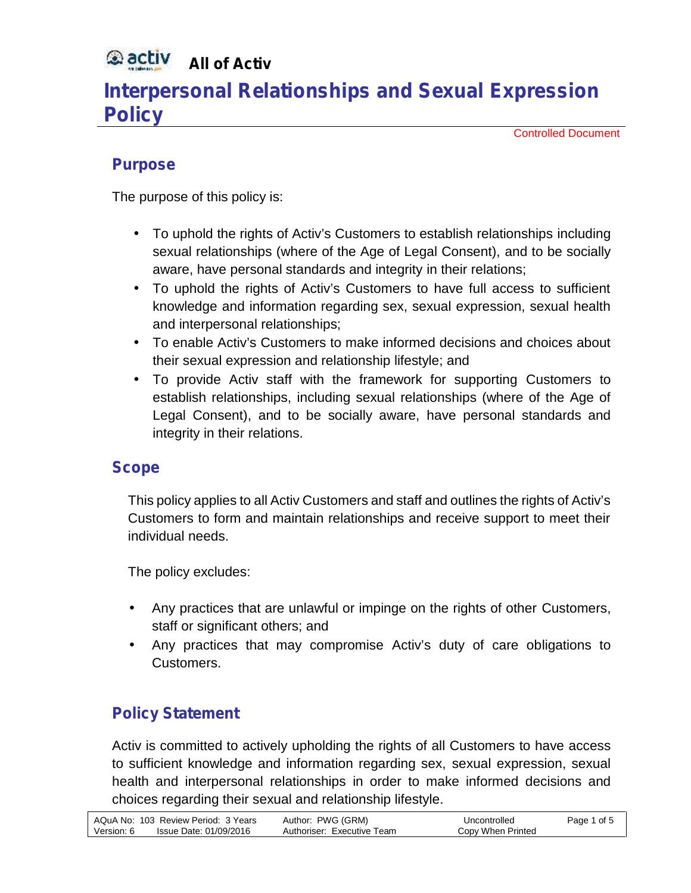# All of Activ

# Interpersonal Relationships and Sexual Expression Policy

Controlled Document

## Purpose

The purpose of this policy is:

- To uphold the rights of Activ's Customers to establish relationships including sexual relationships (where of the Age of Legal Consent), and to be socially aware, have personal standards and integrity in their relations;
- To uphold the rights of Activ's Customers to have full access to sufficient knowledge and information regarding sex, sexual expression, sexual health and interpersonal relationships;
- To enable Activ's Customers to make informed decisions and choices about their sexual expression and relationship lifestyle; and
- To provide Activ staff with the framework for supporting Customers to establish relationships, including sexual relationships (where of the Age of Legal Consent), and to be socially aware, have personal standards and integrity in their relations.

## Scope

This policy applies to all Activ Customers and staff and outlines the rights of Activ's Customers to form and maintain relationships and receive support to meet their individual needs.

The policy excludes:

- Any practices that are unlawful or impinge on the rights of other Customers, staff or significant others; and
- Any practices that may compromise Activ's duty of care obligations to Customers.

## Policy Statement

Activ is committed to actively upholding the rights of all Customers to have access to sufficient knowledge and information regarding sex, sexual expression, sexual health and interpersonal relationships in order to make informed decisions and choices regarding their sexual and relationship lifestyle.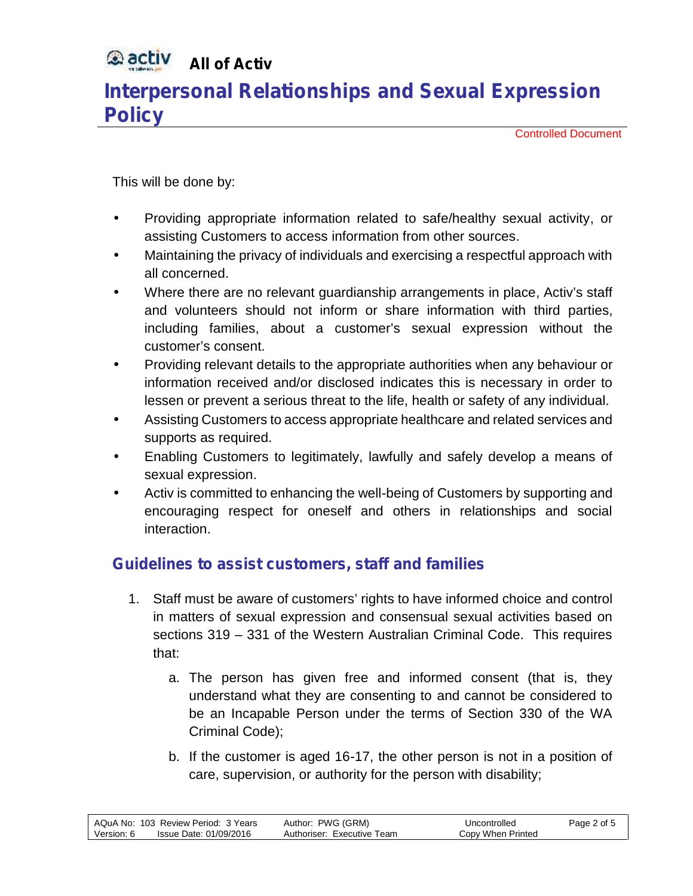This will be done by:

- Providing appropriate information related to safe/healthy sexual activity, or assisting Customers to access information from other sources.
- Maintaining the privacy of individuals and exercising a respectful approach with all concerned.
- Where there are no relevant guardianship arrangements in place, Activ's staff and volunteers should not inform or share information with third parties, including families, about a customer's sexual expression without the customer's consent.
- Providing relevant details to the appropriate authorities when any behaviour or information received and/or disclosed indicates this is necessary in order to lessen or prevent a serious threat to the life, health or safety of any individual.
- Assisting Customers to access appropriate healthcare and related services and supports as required.
- Enabling Customers to legitimately, lawfully and safely develop a means of sexual expression.
- Activ is committed to enhancing the well-being of Customers by supporting and encouraging respect for oneself and others in relationships and social interaction.

## Guidelines to assist customers, staff and families

1. Staff must be aware of customers' rights to have informed choice and control in matters of sexual expression and consensual sexual activities based on sections 319 – 331 of the Western Australian Criminal Code. This requires that:

    a. The person has given free and informed consent (that is, they understand what they are consenting to and cannot be considered to be an Incapable Person under the terms of Section 330 of the WA Criminal Code);

    b. If the customer is aged 16-17, the other person is not in a position of care, supervision, or authority for the person with disability;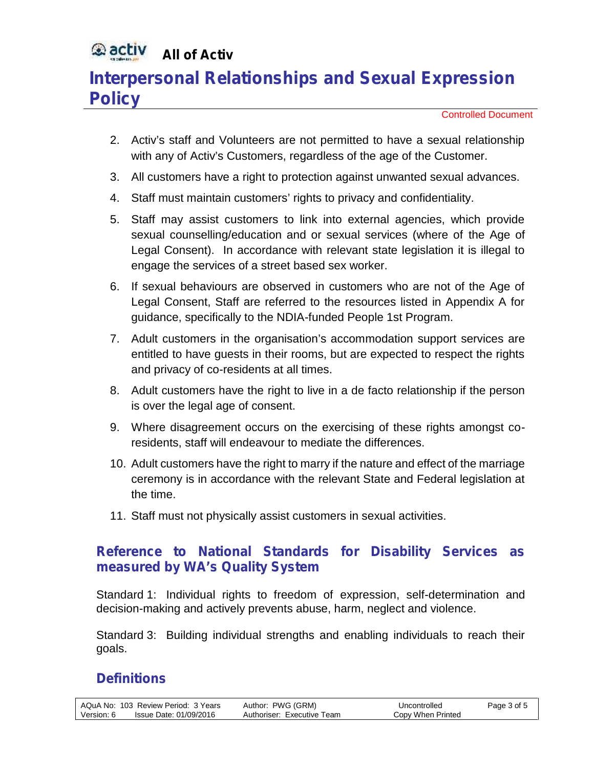2. Activ's staff and Volunteers are not permitted to have a sexual relationship with any of Activ's Customers, regardless of the age of the Customer.
3. All customers have a right to protection against unwanted sexual advances.
4. Staff must maintain customers' rights to privacy and confidentiality.
5. Staff may assist customers to link into external agencies, which provide sexual counselling/education and or sexual services (where of the Age of Legal Consent). In accordance with relevant state legislation it is illegal to engage the services of a street based sex worker.
6. If sexual behaviours are observed in customers who are not of the Age of Legal Consent, Staff are referred to the resources listed in Appendix A for guidance, specifically to the NDIA-funded People 1st Program.
7. Adult customers in the organisation's accommodation support services are entitled to have guests in their rooms, but are expected to respect the rights and privacy of co-residents at all times.
8. Adult customers have the right to live in a de facto relationship if the person is over the legal age of consent.
9. Where disagreement occurs on the exercising of these rights amongst co-residents, staff will endeavour to mediate the differences.
10. Adult customers have the right to marry if the nature and effect of the marriage ceremony is in accordance with the relevant State and Federal legislation at the time.
11. Staff must not physically assist customers in sexual activities.

## Reference to National Standards for Disability Services as measured by WA's Quality System

Standard 1: Individual rights to freedom of expression, self-determination and decision-making and actively prevents abuse, harm, neglect and violence.

Standard 3: Building individual strengths and enabling individuals to reach their goals.

## Definitions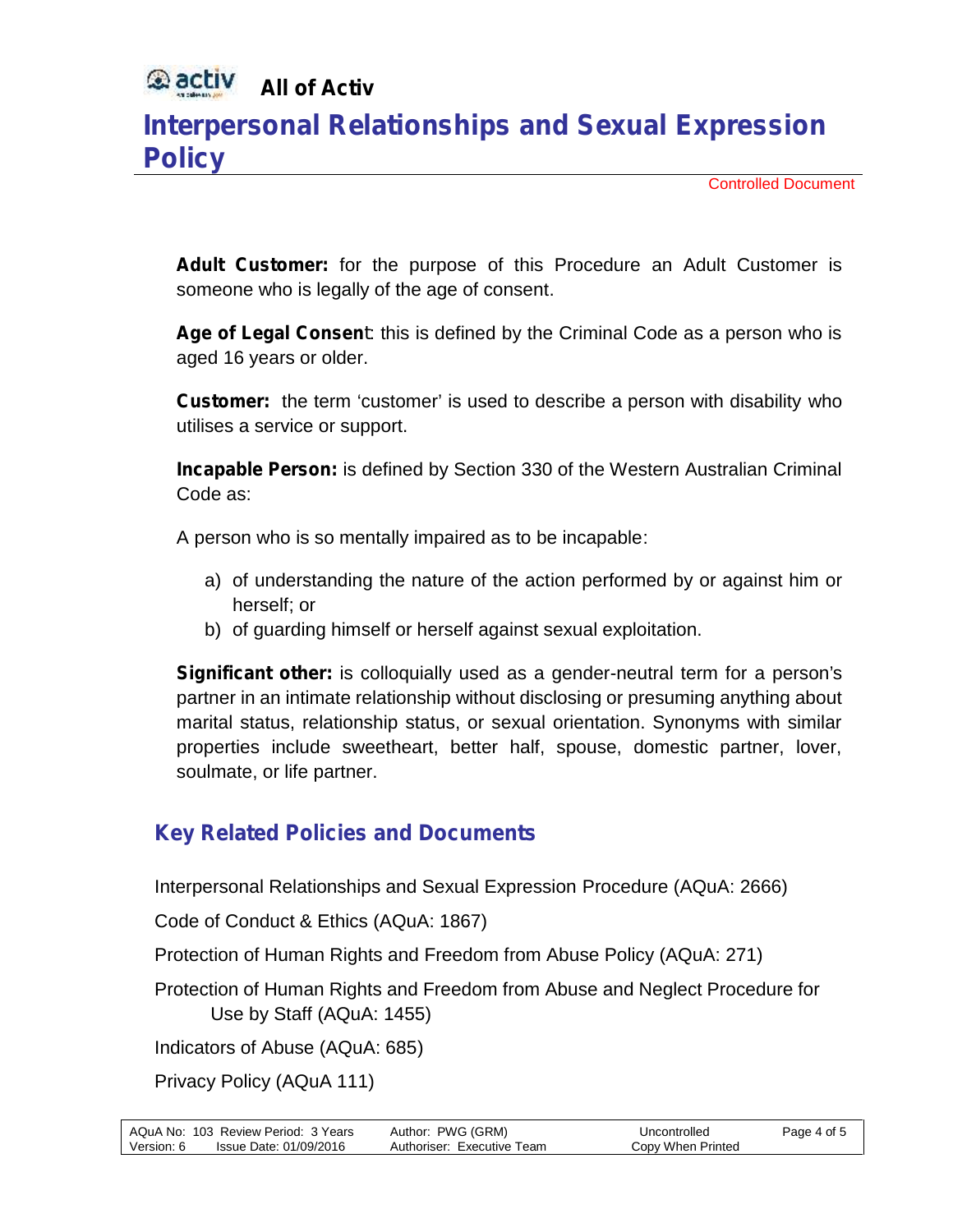**Adult Customer:** for the purpose of this Procedure an Adult Customer is someone who is legally of the age of consent.

**Age of Legal Consent**: this is defined by the Criminal Code as a person who is aged 16 years or older.

**Customer:** the term 'customer' is used to describe a person with disability who utilises a service or support.

**Incapable Person:** is defined by Section 330 of the Western Australian Criminal Code as:

A person who is so mentally impaired as to be incapable:

a) of understanding the nature of the action performed by or against him or herself; or
b) of guarding himself or herself against sexual exploitation.

**Significant other:** is colloquially used as a gender-neutral term for a person's partner in an intimate relationship without disclosing or presuming anything about marital status, relationship status, or sexual orientation. Synonyms with similar properties include sweetheart, better half, spouse, domestic partner, lover, soulmate, or life partner.

## Key Related Policies and Documents

Interpersonal Relationships and Sexual Expression Procedure (AQuA: 2666)

Code of Conduct & Ethics (AQuA: 1867)

Protection of Human Rights and Freedom from Abuse Policy (AQuA: 271)

Protection of Human Rights and Freedom from Abuse and Neglect Procedure for Use by Staff (AQuA: 1455)

Indicators of Abuse (AQuA: 685)

Privacy Policy (AQuA 111)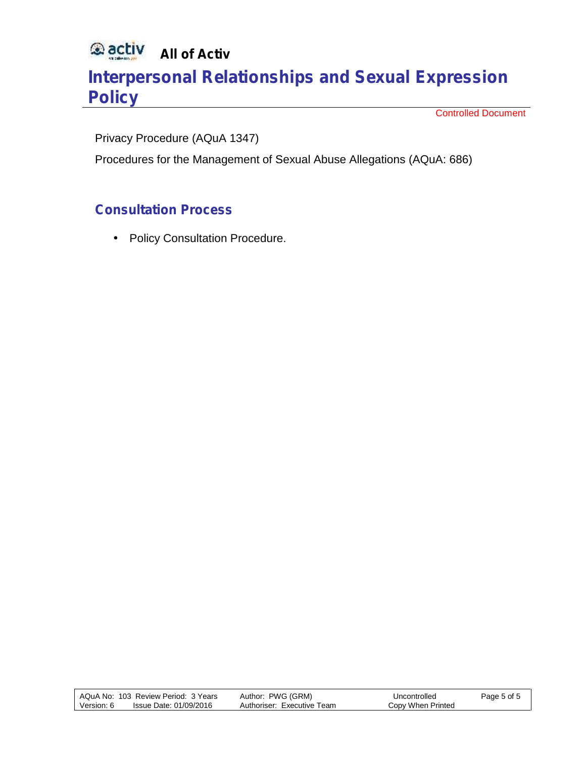Privacy Procedure (AQuA 1347)

Procedures for the Management of Sexual Abuse Allegations (AQuA: 686)

## Consultation Process

- Policy Consultation Procedure.